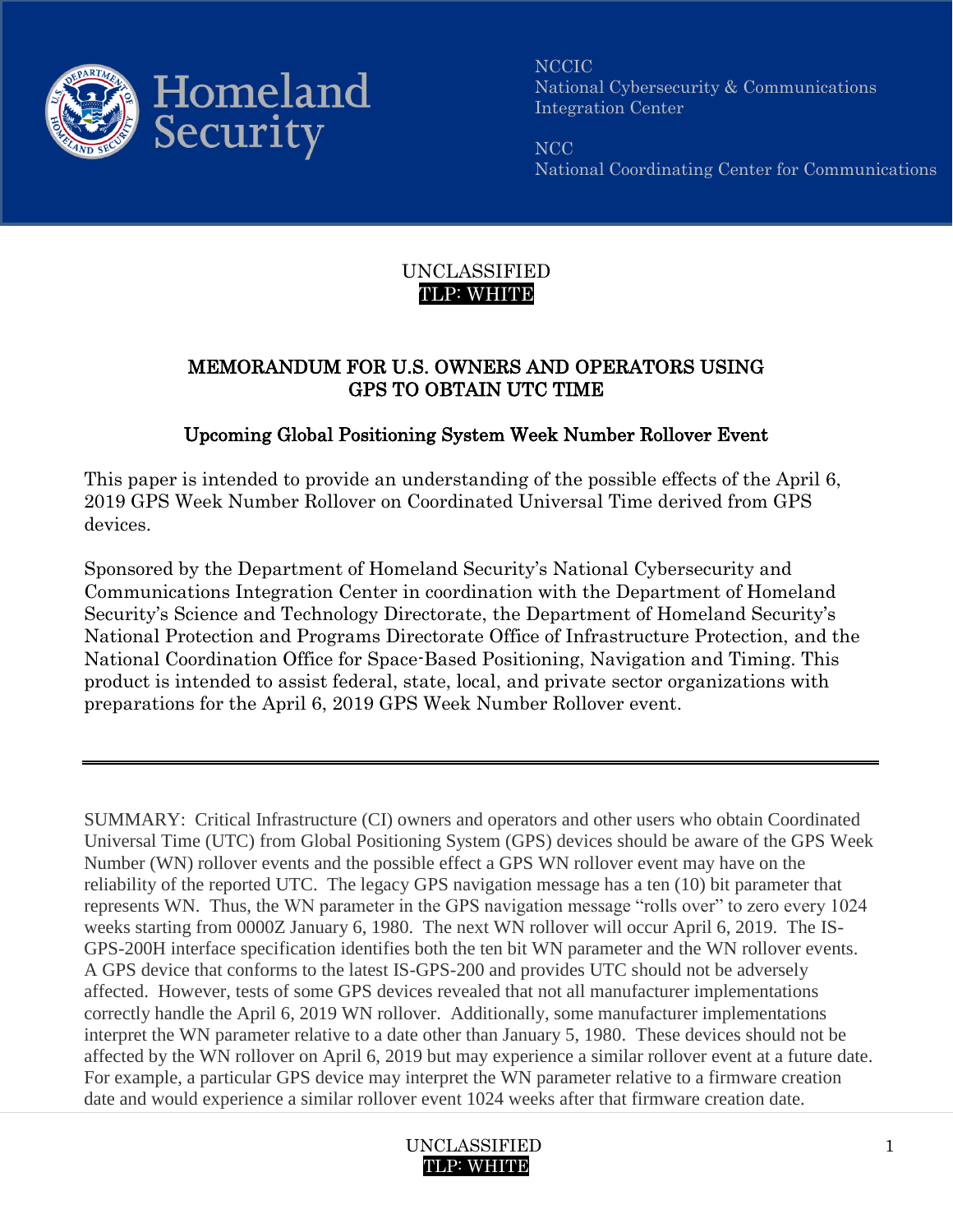Homeland Security

NCCIC
National Cybersecurity & Communications Integration Center

NCC
National Coordinating Center for Communications

UNCLASSIFIED
TLP: WHITE

## MEMORANDUM FOR U.S. OWNERS AND OPERATORS USING GPS TO OBTAIN UTC TIME

### Upcoming Global Positioning System Week Number Rollover Event

This paper is intended to provide an understanding of the possible effects of the April 6, 2019 GPS Week Number Rollover on Coordinated Universal Time derived from GPS devices.

Sponsored by the Department of Homeland Security's National Cybersecurity and Communications Integration Center in coordination with the Department of Homeland Security's Science and Technology Directorate, the Department of Homeland Security's National Protection and Programs Directorate Office of Infrastructure Protection, and the National Coordination Office for Space-Based Positioning, Navigation and Timing. This product is intended to assist federal, state, local, and private sector organizations with preparations for the April 6, 2019 GPS Week Number Rollover event.

---

SUMMARY: Critical Infrastructure (CI) owners and operators and other users who obtain Coordinated Universal Time (UTC) from Global Positioning System (GPS) devices should be aware of the GPS Week Number (WN) rollover events and the possible effect a GPS WN rollover event may have on the reliability of the reported UTC. The legacy GPS navigation message has a ten (10) bit parameter that represents WN. Thus, the WN parameter in the GPS navigation message "rolls over" to zero every 1024 weeks starting from 0000Z January 6, 1980. The next WN rollover will occur April 6, 2019. The IS-GPS-200H interface specification identifies both the ten bit WN parameter and the WN rollover events. A GPS device that conforms to the latest IS-GPS-200 and provides UTC should not be adversely affected. However, tests of some GPS devices revealed that not all manufacturer implementations correctly handle the April 6, 2019 WN rollover. Additionally, some manufacturer implementations interpret the WN parameter relative to a date other than January 5, 1980. These devices should not be affected by the WN rollover on April 6, 2019 but may experience a similar rollover event at a future date. For example, a particular GPS device may interpret the WN parameter relative to a firmware creation date and would experience a similar rollover event 1024 weeks after that firmware creation date.

UNCLASSIFIED
TLP: WHITE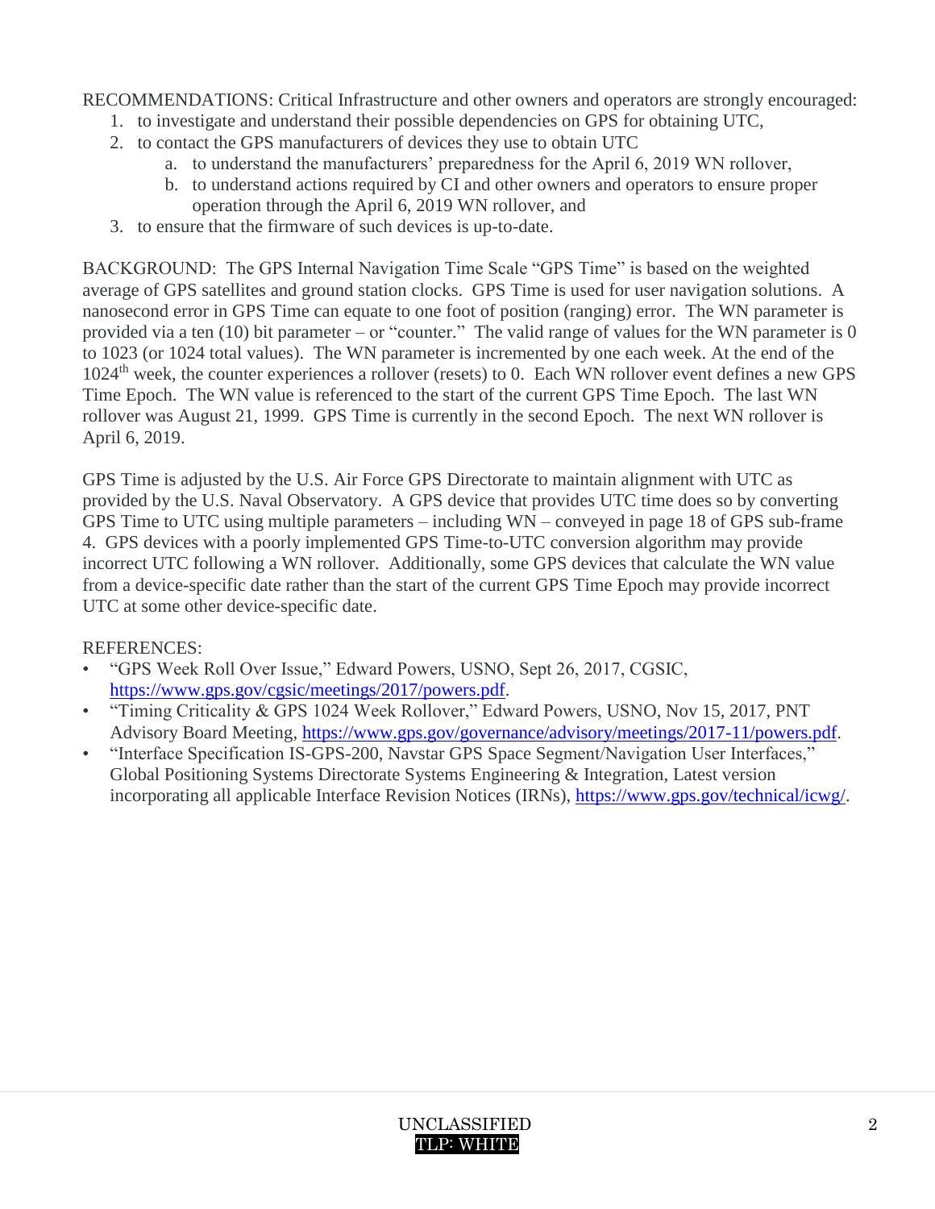RECOMMENDATIONS: Critical Infrastructure and other owners and operators are strongly encouraged:

1. to investigate and understand their possible dependencies on GPS for obtaining UTC,
2. to contact the GPS manufacturers of devices they use to obtain UTC
   a. to understand the manufacturers' preparedness for the April 6, 2019 WN rollover,
   b. to understand actions required by CI and other owners and operators to ensure proper operation through the April 6, 2019 WN rollover, and
3. to ensure that the firmware of such devices is up-to-date.

BACKGROUND: The GPS Internal Navigation Time Scale "GPS Time" is based on the weighted average of GPS satellites and ground station clocks. GPS Time is used for user navigation solutions. A nanosecond error in GPS Time can equate to one foot of position (ranging) error. The WN parameter is provided via a ten (10) bit parameter – or "counter." The valid range of values for the WN parameter is 0 to 1023 (or 1024 total values). The WN parameter is incremented by one each week. At the end of the 1024th week, the counter experiences a rollover (resets) to 0. Each WN rollover event defines a new GPS Time Epoch. The WN value is referenced to the start of the current GPS Time Epoch. The last WN rollover was August 21, 1999. GPS Time is currently in the second Epoch. The next WN rollover is April 6, 2019.

GPS Time is adjusted by the U.S. Air Force GPS Directorate to maintain alignment with UTC as provided by the U.S. Naval Observatory. A GPS device that provides UTC time does so by converting GPS Time to UTC using multiple parameters – including WN – conveyed in page 18 of GPS sub-frame 4. GPS devices with a poorly implemented GPS Time-to-UTC conversion algorithm may provide incorrect UTC following a WN rollover. Additionally, some GPS devices that calculate the WN value from a device-specific date rather than the start of the current GPS Time Epoch may provide incorrect UTC at some other device-specific date.

REFERENCES:

- "GPS Week Roll Over Issue," Edward Powers, USNO, Sept 26, 2017, CGSIC, https://www.gps.gov/cgsic/meetings/2017/powers.pdf.
- "Timing Criticality & GPS 1024 Week Rollover," Edward Powers, USNO, Nov 15, 2017, PNT Advisory Board Meeting, https://www.gps.gov/governance/advisory/meetings/2017-11/powers.pdf.
- "Interface Specification IS-GPS-200, Navstar GPS Space Segment/Navigation User Interfaces," Global Positioning Systems Directorate Systems Engineering & Integration, Latest version incorporating all applicable Interface Revision Notices (IRNs), https://www.gps.gov/technical/icwg/.

UNCLASSIFIED
TLP: WHITE